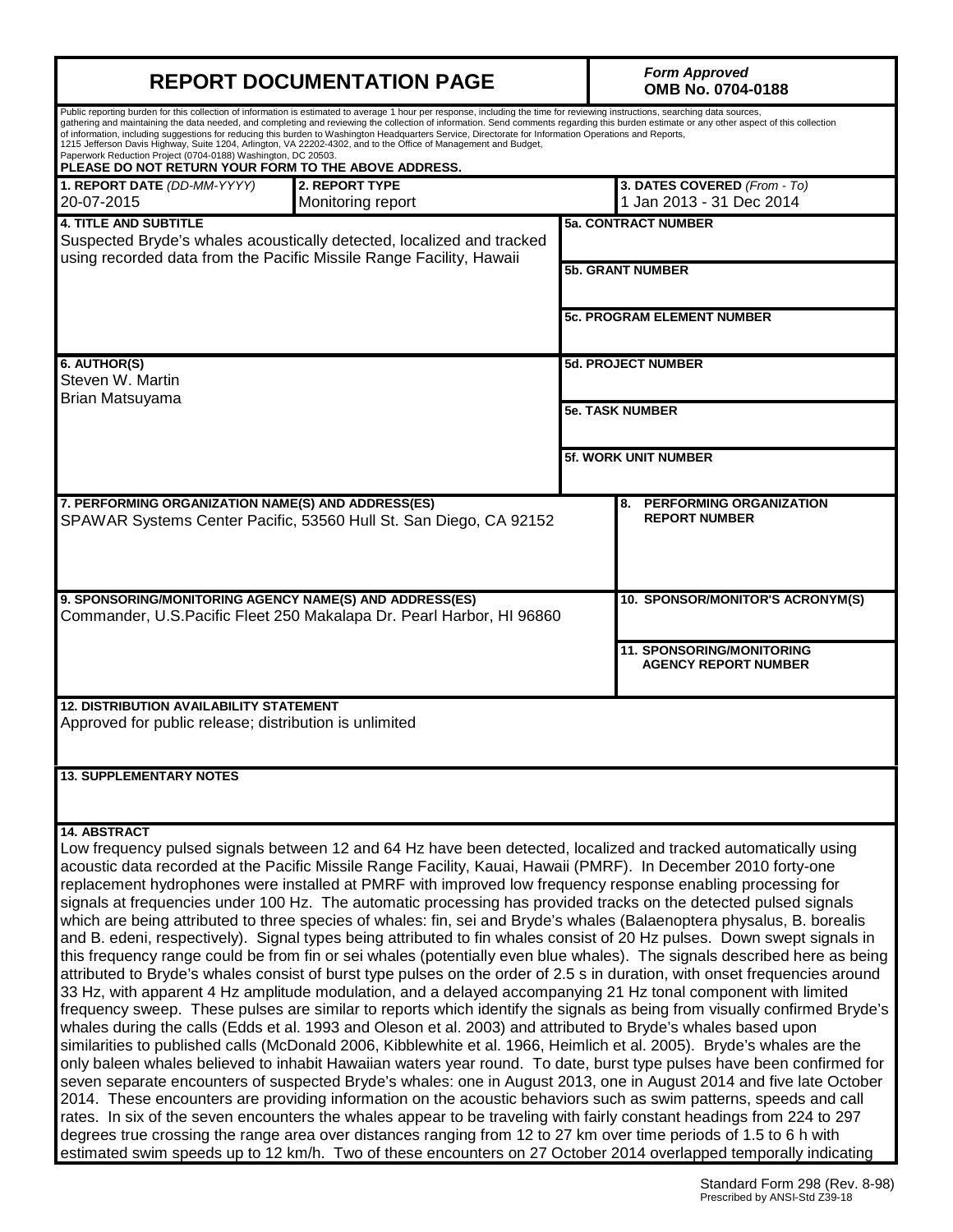# REPORT DOCUMENTATION PAGE

*Form Approved*
**OMB No. 0704-0188**

Public reporting burden for this collection of information is estimated to average 1 hour per response, including the time for reviewing instructions, searching data sources, gathering and maintaining the data needed, and completing and reviewing the collection of information. Send comments regarding this burden estimate or any other aspect of this collection of information, including suggestions for reducing this burden to Washington Headquarters Service, Directorate for Information Operations and Reports, 1215 Jefferson Davis Highway, Suite 1204, Arlington, VA 22202-4302, and to the Office of Management and Budget, Paperwork Reduction Project (0704-0188) Washington, DC 20503.

**PLEASE DO NOT RETURN YOUR FORM TO THE ABOVE ADDRESS.**

| **1. REPORT DATE** *(DD-MM-YYYY)* | **2. REPORT TYPE** | **3. DATES COVERED** *(From - To)* |
|---|---|---|
| 20-07-2015 | Monitoring report | 1 Jan 2013 - 31 Dec 2014 |

**4. TITLE AND SUBTITLE**
Suspected Bryde's whales acoustically detected, localized and tracked using recorded data from the Pacific Missile Range Facility, Hawaii

**5a. CONTRACT NUMBER**

**5b. GRANT NUMBER**

**5c. PROGRAM ELEMENT NUMBER**

**6. AUTHOR(S)**
Steven W. Martin
Brian Matsuyama

**5d. PROJECT NUMBER**

**5e. TASK NUMBER**

**5f. WORK UNIT NUMBER**

**7. PERFORMING ORGANIZATION NAME(S) AND ADDRESS(ES)**
SPAWAR Systems Center Pacific, 53560 Hull St. San Diego, CA 92152

**8. PERFORMING ORGANIZATION REPORT NUMBER**

**9. SPONSORING/MONITORING AGENCY NAME(S) AND ADDRESS(ES)**
Commander, U.S.Pacific Fleet 250 Makalapa Dr. Pearl Harbor, HI 96860

**10. SPONSOR/MONITOR'S ACRONYM(S)**

**11. SPONSORING/MONITORING AGENCY REPORT NUMBER**

**12. DISTRIBUTION AVAILABILITY STATEMENT**
Approved for public release; distribution is unlimited

**13. SUPPLEMENTARY NOTES**

**14. ABSTRACT**
Low frequency pulsed signals between 12 and 64 Hz have been detected, localized and tracked automatically using acoustic data recorded at the Pacific Missile Range Facility, Kauai, Hawaii (PMRF). In December 2010 forty-one replacement hydrophones were installed at PMRF with improved low frequency response enabling processing for signals at frequencies under 100 Hz. The automatic processing has provided tracks on the detected pulsed signals which are being attributed to three species of whales: fin, sei and Bryde's whales (Balaenoptera physalus, B. borealis and B. edeni, respectively). Signal types being attributed to fin whales consist of 20 Hz pulses. Down swept signals in this frequency range could be from fin or sei whales (potentially even blue whales). The signals described here as being attributed to Bryde's whales consist of burst type pulses on the order of 2.5 s in duration, with onset frequencies around 33 Hz, with apparent 4 Hz amplitude modulation, and a delayed accompanying 21 Hz tonal component with limited frequency sweep. These pulses are similar to reports which identify the signals as being from visually confirmed Bryde's whales during the calls (Edds et al. 1993 and Oleson et al. 2003) and attributed to Bryde's whales based upon similarities to published calls (McDonald 2006, Kibblewhite et al. 1966, Heimlich et al. 2005). Bryde's whales are the only baleen whales believed to inhabit Hawaiian waters year round. To date, burst type pulses have been confirmed for seven separate encounters of suspected Bryde's whales: one in August 2013, one in August 2014 and five late October 2014. These encounters are providing information on the acoustic behaviors such as swim patterns, speeds and call rates. In six of the seven encounters the whales appear to be traveling with fairly constant headings from 224 to 297 degrees true crossing the range area over distances ranging from 12 to 27 km over time periods of 1.5 to 6 h with estimated swim speeds up to 12 km/h. Two of these encounters on 27 October 2014 overlapped temporally indicating

Standard Form 298 (Rev. 8-98)
Prescribed by ANSI-Std Z39-18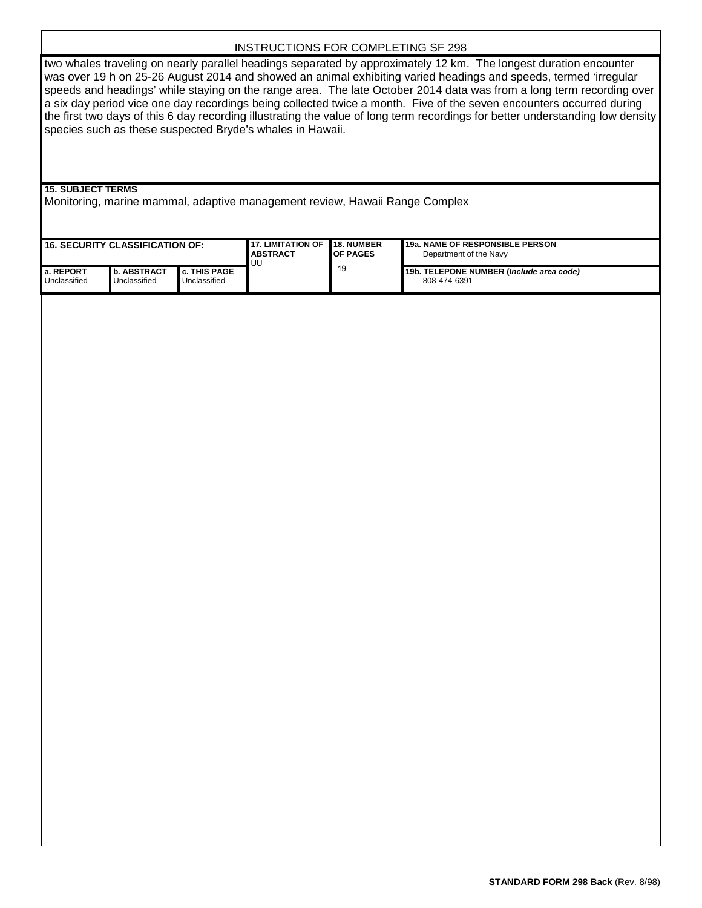INSTRUCTIONS FOR COMPLETING SF 298

two whales traveling on nearly parallel headings separated by approximately 12 km. The longest duration encounter was over 19 h on 25-26 August 2014 and showed an animal exhibiting varied headings and speeds, termed 'irregular speeds and headings' while staying on the range area. The late October 2014 data was from a long term recording over a six day period vice one day recordings being collected twice a month. Five of the seven encounters occurred during the first two days of this 6 day recording illustrating the value of long term recordings for better understanding low density species such as these suspected Bryde's whales in Hawaii.

**15. SUBJECT TERMS**

Monitoring, marine mammal, adaptive management review, Hawaii Range Complex

| **16. SECURITY CLASSIFICATION OF:** | | | **17. LIMITATION OF ABSTRACT** | **18. NUMBER OF PAGES** | **19a. NAME OF RESPONSIBLE PERSON** |
|---|---|---|---|---|---|
| | | | UU | 19 | Department of the Navy |
| **a. REPORT** | **b. ABSTRACT** | **c. THIS PAGE** | | | **19b. TELEPONE NUMBER (*Include area code*)** |
| Unclassified | Unclassified | Unclassified | | | 808-474-6391 |

**STANDARD FORM 298 Back** (Rev. 8/98)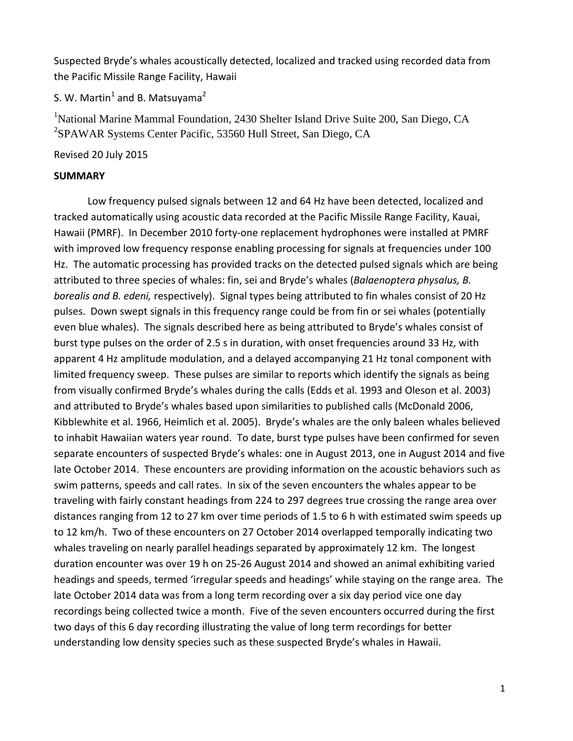Suspected Bryde's whales acoustically detected, localized and tracked using recorded data from the Pacific Missile Range Facility, Hawaii

S. W. Martin[1] and B. Matsuyama[2]

[1]National Marine Mammal Foundation, 2430 Shelter Island Drive Suite 200, San Diego, CA
[2]SPAWAR Systems Center Pacific, 53560 Hull Street, San Diego, CA

Revised 20 July 2015

**SUMMARY**

Low frequency pulsed signals between 12 and 64 Hz have been detected, localized and tracked automatically using acoustic data recorded at the Pacific Missile Range Facility, Kauai, Hawaii (PMRF). In December 2010 forty-one replacement hydrophones were installed at PMRF with improved low frequency response enabling processing for signals at frequencies under 100 Hz. The automatic processing has provided tracks on the detected pulsed signals which are being attributed to three species of whales: fin, sei and Bryde's whales (*Balaenoptera physalus, B. borealis and B. edeni,* respectively). Signal types being attributed to fin whales consist of 20 Hz pulses. Down swept signals in this frequency range could be from fin or sei whales (potentially even blue whales). The signals described here as being attributed to Bryde's whales consist of burst type pulses on the order of 2.5 s in duration, with onset frequencies around 33 Hz, with apparent 4 Hz amplitude modulation, and a delayed accompanying 21 Hz tonal component with limited frequency sweep. These pulses are similar to reports which identify the signals as being from visually confirmed Bryde's whales during the calls (Edds et al. 1993 and Oleson et al. 2003) and attributed to Bryde's whales based upon similarities to published calls (McDonald 2006, Kibblewhite et al. 1966, Heimlich et al. 2005). Bryde's whales are the only baleen whales believed to inhabit Hawaiian waters year round. To date, burst type pulses have been confirmed for seven separate encounters of suspected Bryde's whales: one in August 2013, one in August 2014 and five late October 2014. These encounters are providing information on the acoustic behaviors such as swim patterns, speeds and call rates. In six of the seven encounters the whales appear to be traveling with fairly constant headings from 224 to 297 degrees true crossing the range area over distances ranging from 12 to 27 km over time periods of 1.5 to 6 h with estimated swim speeds up to 12 km/h. Two of these encounters on 27 October 2014 overlapped temporally indicating two whales traveling on nearly parallel headings separated by approximately 12 km. The longest duration encounter was over 19 h on 25-26 August 2014 and showed an animal exhibiting varied headings and speeds, termed 'irregular speeds and headings' while staying on the range area. The late October 2014 data was from a long term recording over a six day period vice one day recordings being collected twice a month. Five of the seven encounters occurred during the first two days of this 6 day recording illustrating the value of long term recordings for better understanding low density species such as these suspected Bryde's whales in Hawaii.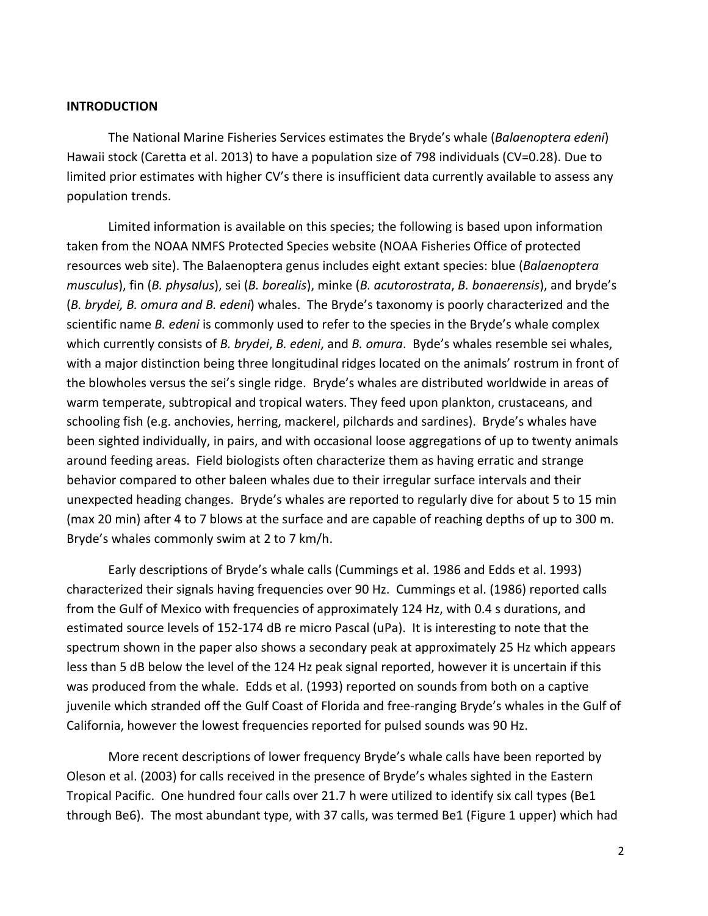**INTRODUCTION**

The National Marine Fisheries Services estimates the Bryde's whale (*Balaenoptera edeni*) Hawaii stock (Caretta et al. 2013) to have a population size of 798 individuals (CV=0.28). Due to limited prior estimates with higher CV's there is insufficient data currently available to assess any population trends.

Limited information is available on this species; the following is based upon information taken from the NOAA NMFS Protected Species website (NOAA Fisheries Office of protected resources web site). The Balaenoptera genus includes eight extant species: blue (*Balaenoptera musculus*), fin (*B. physalus*), sei (*B. borealis*), minke (*B. acutorostrata*, *B. bonaerensis*), and bryde's (*B. brydei, B. omura and B. edeni*) whales. The Bryde's taxonomy is poorly characterized and the scientific name *B. edeni* is commonly used to refer to the species in the Bryde's whale complex which currently consists of *B. brydei*, *B. edeni*, and *B. omura*. Byde's whales resemble sei whales, with a major distinction being three longitudinal ridges located on the animals' rostrum in front of the blowholes versus the sei's single ridge. Bryde's whales are distributed worldwide in areas of warm temperate, subtropical and tropical waters. They feed upon plankton, crustaceans, and schooling fish (e.g. anchovies, herring, mackerel, pilchards and sardines). Bryde's whales have been sighted individually, in pairs, and with occasional loose aggregations of up to twenty animals around feeding areas. Field biologists often characterize them as having erratic and strange behavior compared to other baleen whales due to their irregular surface intervals and their unexpected heading changes. Bryde's whales are reported to regularly dive for about 5 to 15 min (max 20 min) after 4 to 7 blows at the surface and are capable of reaching depths of up to 300 m. Bryde's whales commonly swim at 2 to 7 km/h.

Early descriptions of Bryde's whale calls (Cummings et al. 1986 and Edds et al. 1993) characterized their signals having frequencies over 90 Hz. Cummings et al. (1986) reported calls from the Gulf of Mexico with frequencies of approximately 124 Hz, with 0.4 s durations, and estimated source levels of 152-174 dB re micro Pascal (uPa). It is interesting to note that the spectrum shown in the paper also shows a secondary peak at approximately 25 Hz which appears less than 5 dB below the level of the 124 Hz peak signal reported, however it is uncertain if this was produced from the whale. Edds et al. (1993) reported on sounds from both on a captive juvenile which stranded off the Gulf Coast of Florida and free-ranging Bryde's whales in the Gulf of California, however the lowest frequencies reported for pulsed sounds was 90 Hz.

More recent descriptions of lower frequency Bryde's whale calls have been reported by Oleson et al. (2003) for calls received in the presence of Bryde's whales sighted in the Eastern Tropical Pacific. One hundred four calls over 21.7 h were utilized to identify six call types (Be1 through Be6). The most abundant type, with 37 calls, was termed Be1 (Figure 1 upper) which had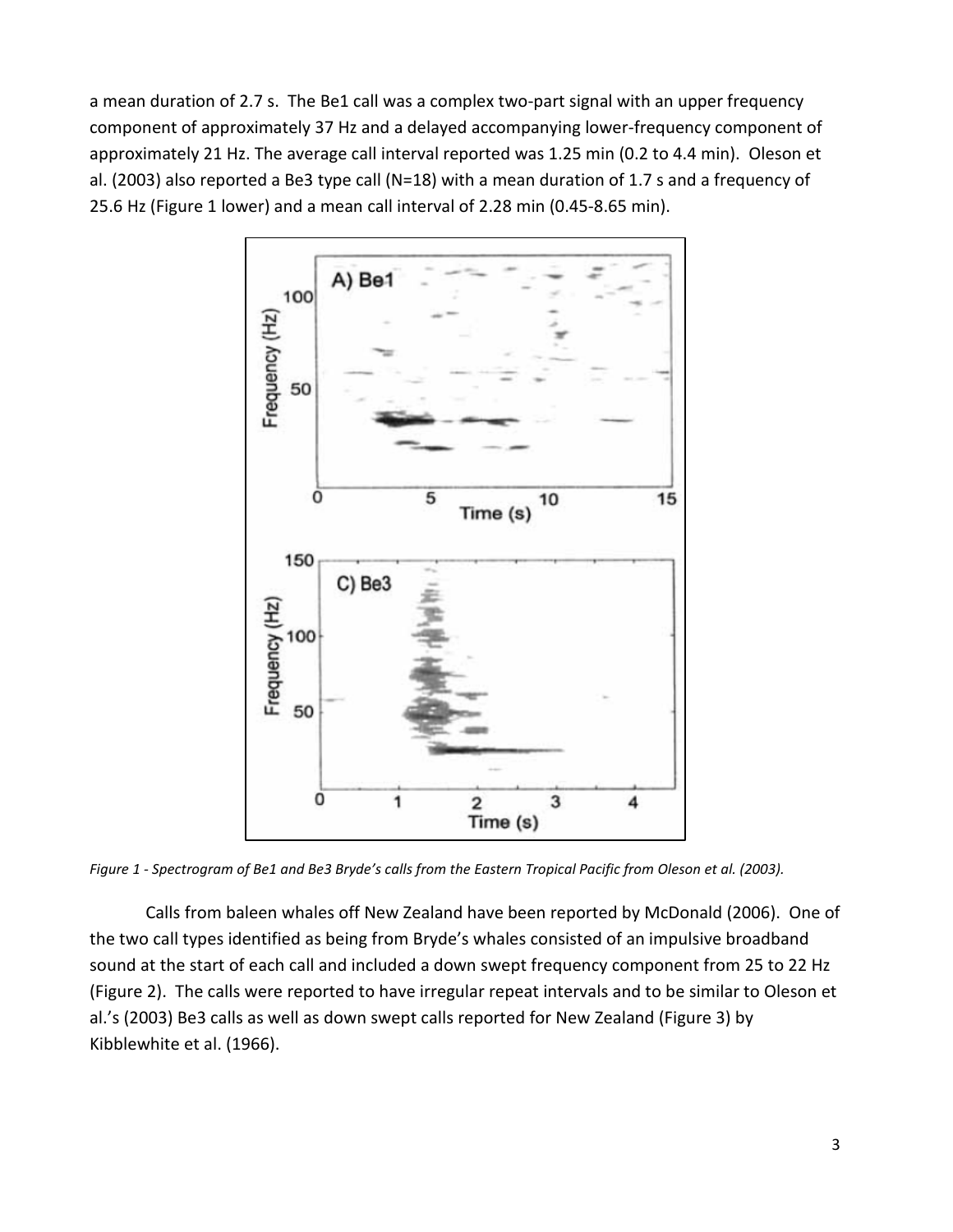a mean duration of 2.7 s. The Be1 call was a complex two-part signal with an upper frequency component of approximately 37 Hz and a delayed accompanying lower-frequency component of approximately 21 Hz. The average call interval reported was 1.25 min (0.2 to 4.4 min). Oleson et al. (2003) also reported a Be3 type call (N=18) with a mean duration of 1.7 s and a frequency of 25.6 Hz (Figure 1 lower) and a mean call interval of 2.28 min (0.45-8.65 min).

*Figure 1 - Spectrogram of Be1 and Be3 Bryde's calls from the Eastern Tropical Pacific from Oleson et al. (2003).*

Calls from baleen whales off New Zealand have been reported by McDonald (2006). One of the two call types identified as being from Bryde's whales consisted of an impulsive broadband sound at the start of each call and included a down swept frequency component from 25 to 22 Hz (Figure 2). The calls were reported to have irregular repeat intervals and to be similar to Oleson et al.'s (2003) Be3 calls as well as down swept calls reported for New Zealand (Figure 3) by Kibblewhite et al. (1966).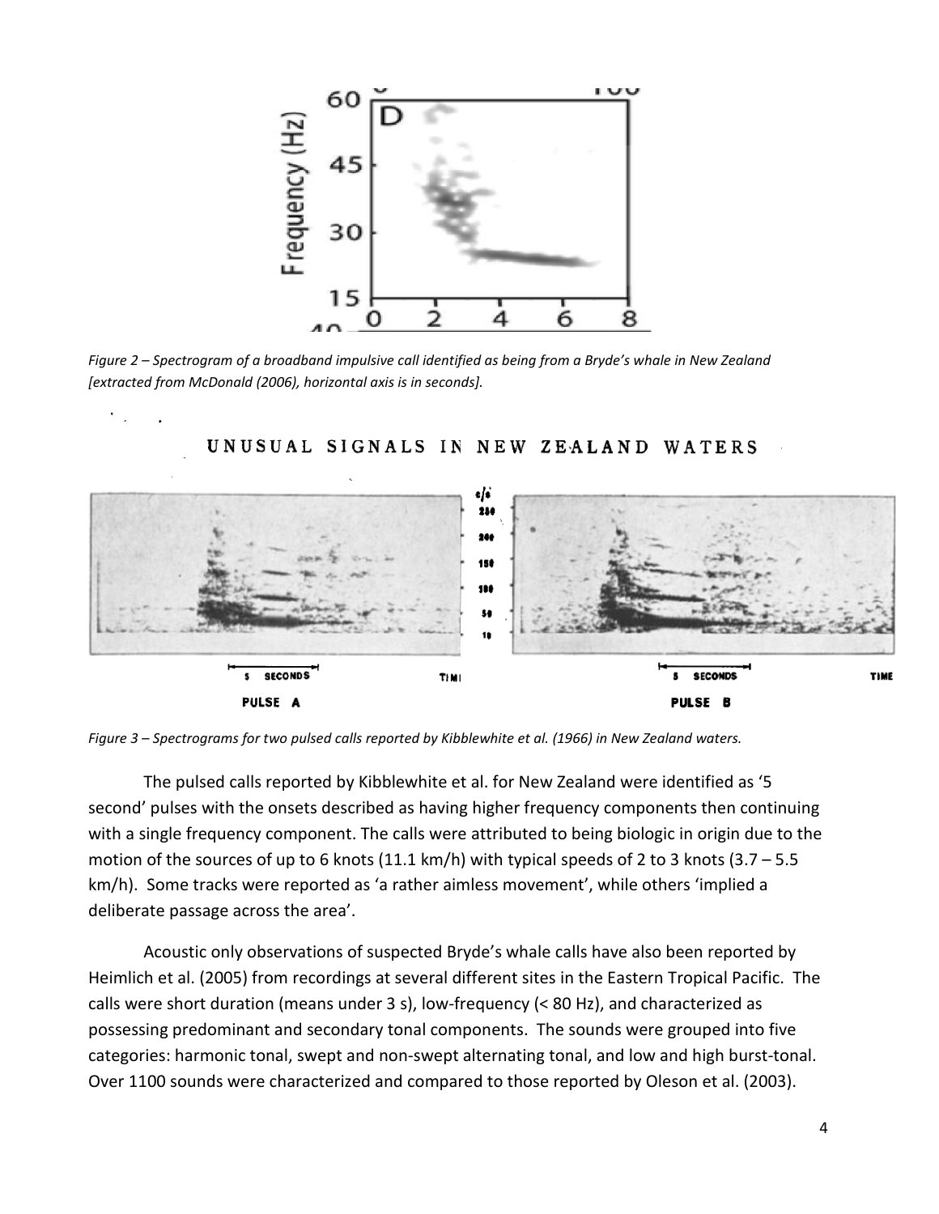*Figure 2 – Spectrogram of a broadband impulsive call identified as being from a Bryde's whale in New Zealand [extracted from McDonald (2006), horizontal axis is in seconds].*

*Figure 3 – Spectrograms for two pulsed calls reported by Kibblewhite et al. (1966) in New Zealand waters.*

The pulsed calls reported by Kibblewhite et al. for New Zealand were identified as '5 second' pulses with the onsets described as having higher frequency components then continuing with a single frequency component. The calls were attributed to being biologic in origin due to the motion of the sources of up to 6 knots (11.1 km/h) with typical speeds of 2 to 3 knots (3.7 – 5.5 km/h). Some tracks were reported as 'a rather aimless movement', while others 'implied a deliberate passage across the area'.

Acoustic only observations of suspected Bryde's whale calls have also been reported by Heimlich et al. (2005) from recordings at several different sites in the Eastern Tropical Pacific. The calls were short duration (means under 3 s), low-frequency (< 80 Hz), and characterized as possessing predominant and secondary tonal components. The sounds were grouped into five categories: harmonic tonal, swept and non-swept alternating tonal, and low and high burst-tonal. Over 1100 sounds were characterized and compared to those reported by Oleson et al. (2003).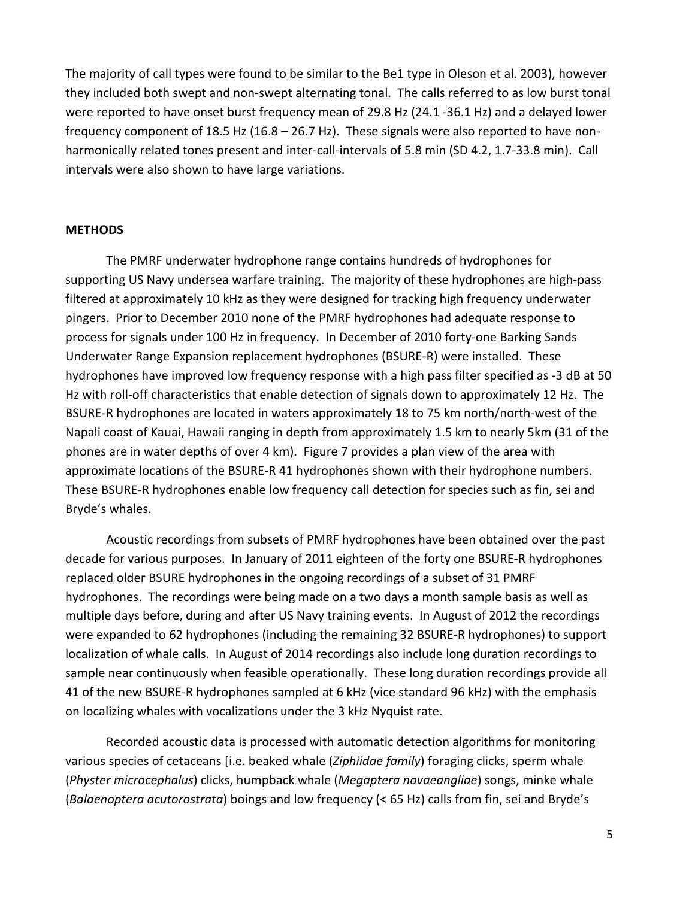The majority of call types were found to be similar to the Be1 type in Oleson et al. 2003), however they included both swept and non-swept alternating tonal. The calls referred to as low burst tonal were reported to have onset burst frequency mean of 29.8 Hz (24.1 -36.1 Hz) and a delayed lower frequency component of 18.5 Hz (16.8 – 26.7 Hz). These signals were also reported to have non-harmonically related tones present and inter-call-intervals of 5.8 min (SD 4.2, 1.7-33.8 min). Call intervals were also shown to have large variations.

## METHODS

The PMRF underwater hydrophone range contains hundreds of hydrophones for supporting US Navy undersea warfare training. The majority of these hydrophones are high-pass filtered at approximately 10 kHz as they were designed for tracking high frequency underwater pingers. Prior to December 2010 none of the PMRF hydrophones had adequate response to process for signals under 100 Hz in frequency. In December of 2010 forty-one Barking Sands Underwater Range Expansion replacement hydrophones (BSURE-R) were installed. These hydrophones have improved low frequency response with a high pass filter specified as -3 dB at 50 Hz with roll-off characteristics that enable detection of signals down to approximately 12 Hz. The BSURE-R hydrophones are located in waters approximately 18 to 75 km north/north-west of the Napali coast of Kauai, Hawaii ranging in depth from approximately 1.5 km to nearly 5km (31 of the phones are in water depths of over 4 km). Figure 7 provides a plan view of the area with approximate locations of the BSURE-R 41 hydrophones shown with their hydrophone numbers. These BSURE-R hydrophones enable low frequency call detection for species such as fin, sei and Bryde's whales.

Acoustic recordings from subsets of PMRF hydrophones have been obtained over the past decade for various purposes. In January of 2011 eighteen of the forty one BSURE-R hydrophones replaced older BSURE hydrophones in the ongoing recordings of a subset of 31 PMRF hydrophones. The recordings were being made on a two days a month sample basis as well as multiple days before, during and after US Navy training events. In August of 2012 the recordings were expanded to 62 hydrophones (including the remaining 32 BSURE-R hydrophones) to support localization of whale calls. In August of 2014 recordings also include long duration recordings to sample near continuously when feasible operationally. These long duration recordings provide all 41 of the new BSURE-R hydrophones sampled at 6 kHz (vice standard 96 kHz) with the emphasis on localizing whales with vocalizations under the 3 kHz Nyquist rate.

Recorded acoustic data is processed with automatic detection algorithms for monitoring various species of cetaceans [i.e. beaked whale (*Ziphiidae family*) foraging clicks, sperm whale (*Physter microcephalus*) clicks, humpback whale (*Megaptera novaeangliae*) songs, minke whale (*Balaenoptera acutorostrata*) boings and low frequency (< 65 Hz) calls from fin, sei and Bryde's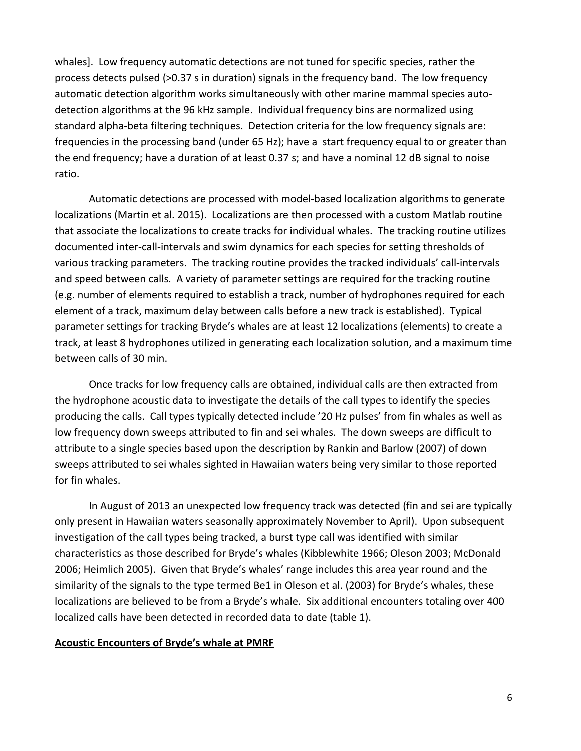whales]. Low frequency automatic detections are not tuned for specific species, rather the process detects pulsed (>0.37 s in duration) signals in the frequency band. The low frequency automatic detection algorithm works simultaneously with other marine mammal species auto-detection algorithms at the 96 kHz sample. Individual frequency bins are normalized using standard alpha-beta filtering techniques. Detection criteria for the low frequency signals are: frequencies in the processing band (under 65 Hz); have a start frequency equal to or greater than the end frequency; have a duration of at least 0.37 s; and have a nominal 12 dB signal to noise ratio.

Automatic detections are processed with model-based localization algorithms to generate localizations (Martin et al. 2015). Localizations are then processed with a custom Matlab routine that associate the localizations to create tracks for individual whales. The tracking routine utilizes documented inter-call-intervals and swim dynamics for each species for setting thresholds of various tracking parameters. The tracking routine provides the tracked individuals' call-intervals and speed between calls. A variety of parameter settings are required for the tracking routine (e.g. number of elements required to establish a track, number of hydrophones required for each element of a track, maximum delay between calls before a new track is established). Typical parameter settings for tracking Bryde's whales are at least 12 localizations (elements) to create a track, at least 8 hydrophones utilized in generating each localization solution, and a maximum time between calls of 30 min.

Once tracks for low frequency calls are obtained, individual calls are then extracted from the hydrophone acoustic data to investigate the details of the call types to identify the species producing the calls. Call types typically detected include '20 Hz pulses' from fin whales as well as low frequency down sweeps attributed to fin and sei whales. The down sweeps are difficult to attribute to a single species based upon the description by Rankin and Barlow (2007) of down sweeps attributed to sei whales sighted in Hawaiian waters being very similar to those reported for fin whales.

In August of 2013 an unexpected low frequency track was detected (fin and sei are typically only present in Hawaiian waters seasonally approximately November to April). Upon subsequent investigation of the call types being tracked, a burst type call was identified with similar characteristics as those described for Bryde's whales (Kibblewhite 1966; Oleson 2003; McDonald 2006; Heimlich 2005). Given that Bryde's whales' range includes this area year round and the similarity of the signals to the type termed Be1 in Oleson et al. (2003) for Bryde's whales, these localizations are believed to be from a Bryde's whale. Six additional encounters totaling over 400 localized calls have been detected in recorded data to date (table 1).

## Acoustic Encounters of Bryde's whale at PMRF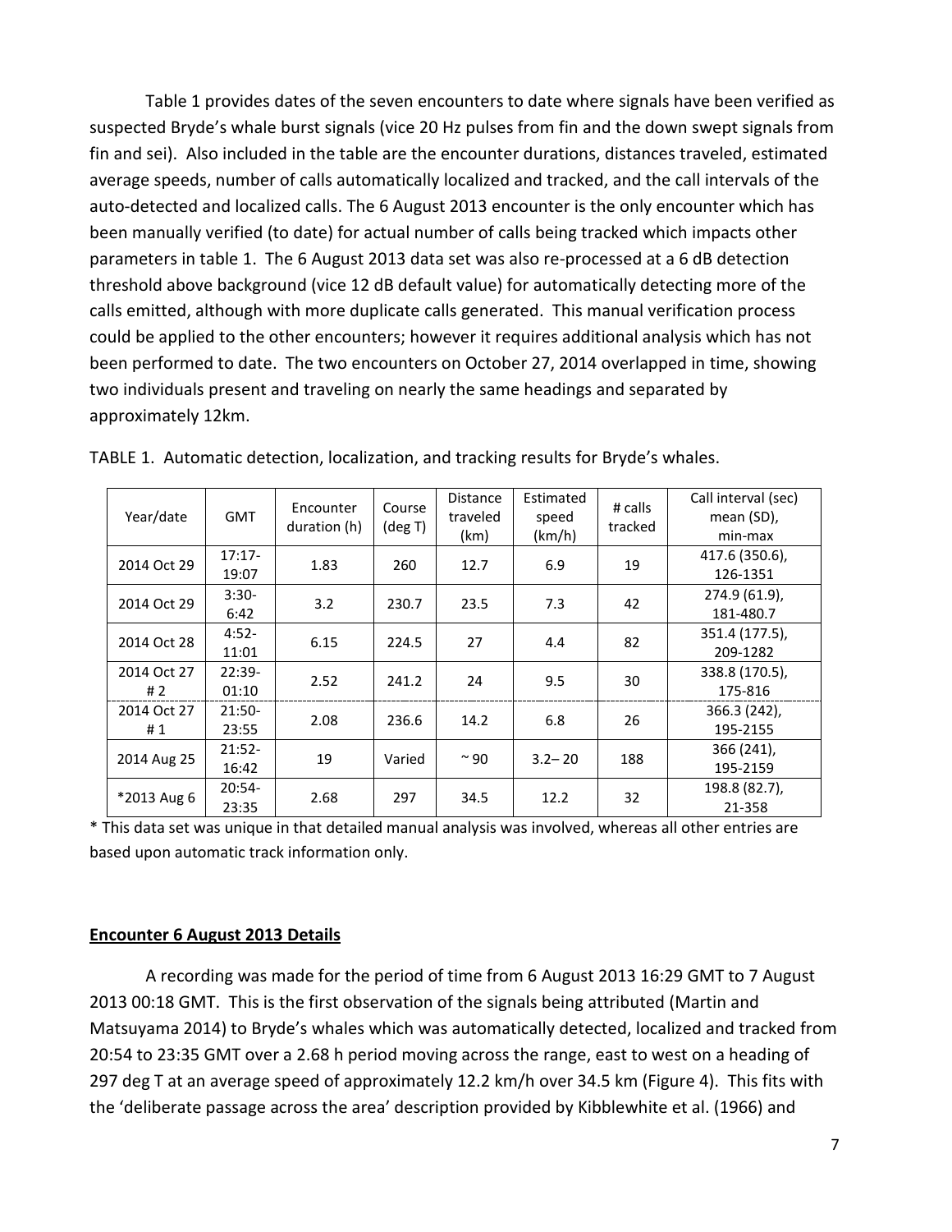Table 1 provides dates of the seven encounters to date where signals have been verified as suspected Bryde's whale burst signals (vice 20 Hz pulses from fin and the down swept signals from fin and sei). Also included in the table are the encounter durations, distances traveled, estimated average speeds, number of calls automatically localized and tracked, and the call intervals of the auto-detected and localized calls. The 6 August 2013 encounter is the only encounter which has been manually verified (to date) for actual number of calls being tracked which impacts other parameters in table 1. The 6 August 2013 data set was also re-processed at a 6 dB detection threshold above background (vice 12 dB default value) for automatically detecting more of the calls emitted, although with more duplicate calls generated. This manual verification process could be applied to the other encounters; however it requires additional analysis which has not been performed to date. The two encounters on October 27, 2014 overlapped in time, showing two individuals present and traveling on nearly the same headings and separated by approximately 12km.

TABLE 1. Automatic detection, localization, and tracking results for Bryde's whales.

| Year/date | GMT | Encounter duration (h) | Course (deg T) | Distance traveled (km) | Estimated speed (km/h) | # calls tracked | Call interval (sec) mean (SD), min-max |
|---|---|---|---|---|---|---|---|
| 2014 Oct 29 | 17:17-19:07 | 1.83 | 260 | 12.7 | 6.9 | 19 | 417.6 (350.6), 126-1351 |
| 2014 Oct 29 | 3:30-6:42 | 3.2 | 230.7 | 23.5 | 7.3 | 42 | 274.9 (61.9), 181-480.7 |
| 2014 Oct 28 | 4:52-11:01 | 6.15 | 224.5 | 27 | 4.4 | 82 | 351.4 (177.5), 209-1282 |
| 2014 Oct 27 # 2 | 22:39-01:10 | 2.52 | 241.2 | 24 | 9.5 | 30 | 338.8 (170.5), 175-816 |
| 2014 Oct 27 # 1 | 21:50-23:55 | 2.08 | 236.6 | 14.2 | 6.8 | 26 | 366.3 (242), 195-2155 |
| 2014 Aug 25 | 21:52-16:42 | 19 | Varied | ~ 90 | 3.2– 20 | 188 | 366 (241), 195-2159 |
| *2013 Aug 6 | 20:54-23:35 | 2.68 | 297 | 34.5 | 12.2 | 32 | 198.8 (82.7), 21-358 |

* This data set was unique in that detailed manual analysis was involved, whereas all other entries are based upon automatic track information only.

## Encounter 6 August 2013 Details

A recording was made for the period of time from 6 August 2013 16:29 GMT to 7 August 2013 00:18 GMT. This is the first observation of the signals being attributed (Martin and Matsuyama 2014) to Bryde's whales which was automatically detected, localized and tracked from 20:54 to 23:35 GMT over a 2.68 h period moving across the range, east to west on a heading of 297 deg T at an average speed of approximately 12.2 km/h over 34.5 km (Figure 4). This fits with the 'deliberate passage across the area' description provided by Kibblewhite et al. (1966) and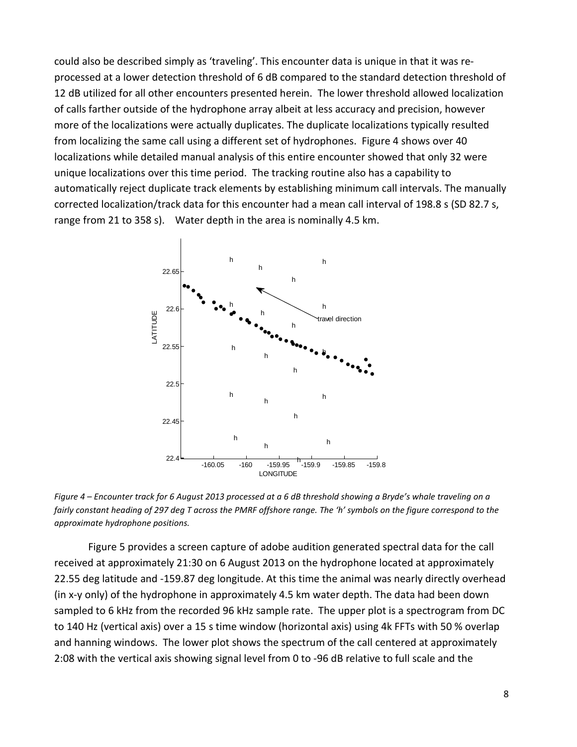could also be described simply as 'traveling'. This encounter data is unique in that it was re-processed at a lower detection threshold of 6 dB compared to the standard detection threshold of 12 dB utilized for all other encounters presented herein. The lower threshold allowed localization of calls farther outside of the hydrophone array albeit at less accuracy and precision, however more of the localizations were actually duplicates. The duplicate localizations typically resulted from localizing the same call using a different set of hydrophones. Figure 4 shows over 40 localizations while detailed manual analysis of this entire encounter showed that only 32 were unique localizations over this time period. The tracking routine also has a capability to automatically reject duplicate track elements by establishing minimum call intervals. The manually corrected localization/track data for this encounter had a mean call interval of 198.8 s (SD 82.7 s, range from 21 to 358 s). Water depth in the area is nominally 4.5 km.

*Figure 4 – Encounter track for 6 August 2013 processed at a 6 dB threshold showing a Bryde's whale traveling on a fairly constant heading of 297 deg T across the PMRF offshore range. The 'h' symbols on the figure correspond to the approximate hydrophone positions.*

Figure 5 provides a screen capture of adobe audition generated spectral data for the call received at approximately 21:30 on 6 August 2013 on the hydrophone located at approximately 22.55 deg latitude and -159.87 deg longitude. At this time the animal was nearly directly overhead (in x-y only) of the hydrophone in approximately 4.5 km water depth. The data had been down sampled to 6 kHz from the recorded 96 kHz sample rate. The upper plot is a spectrogram from DC to 140 Hz (vertical axis) over a 15 s time window (horizontal axis) using 4k FFTs with 50 % overlap and hanning windows. The lower plot shows the spectrum of the call centered at approximately 2:08 with the vertical axis showing signal level from 0 to -96 dB relative to full scale and the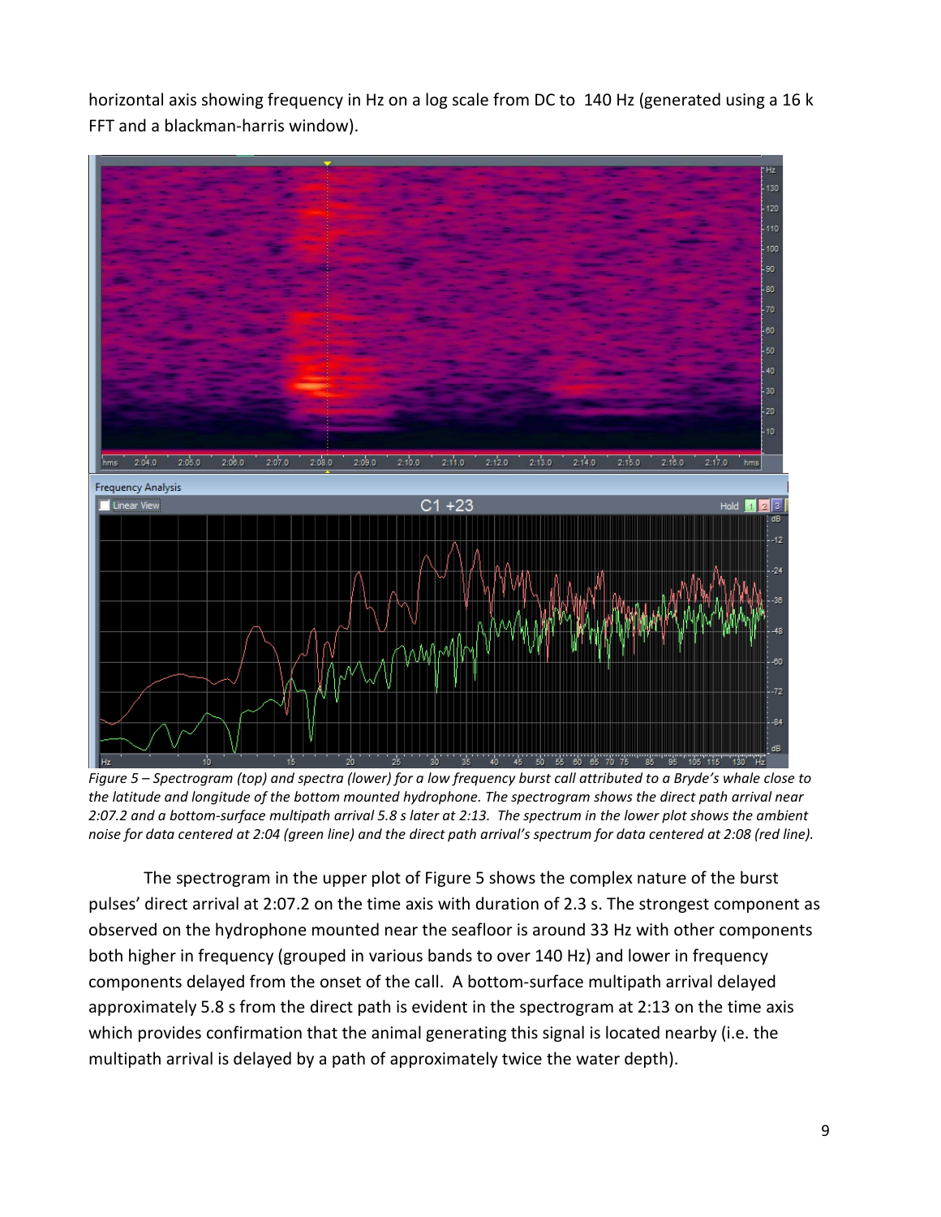horizontal axis showing frequency in Hz on a log scale from DC to 140 Hz (generated using a 16 k FFT and a blackman-harris window).

*Figure 5 – Spectrogram (top) and spectra (lower) for a low frequency burst call attributed to a Bryde's whale close to the latitude and longitude of the bottom mounted hydrophone. The spectrogram shows the direct path arrival near 2:07.2 and a bottom-surface multipath arrival 5.8 s later at 2:13. The spectrum in the lower plot shows the ambient noise for data centered at 2:04 (green line) and the direct path arrival's spectrum for data centered at 2:08 (red line).*

The spectrogram in the upper plot of Figure 5 shows the complex nature of the burst pulses' direct arrival at 2:07.2 on the time axis with duration of 2.3 s. The strongest component as observed on the hydrophone mounted near the seafloor is around 33 Hz with other components both higher in frequency (grouped in various bands to over 140 Hz) and lower in frequency components delayed from the onset of the call. A bottom-surface multipath arrival delayed approximately 5.8 s from the direct path is evident in the spectrogram at 2:13 on the time axis which provides confirmation that the animal generating this signal is located nearby (i.e. the multipath arrival is delayed by a path of approximately twice the water depth).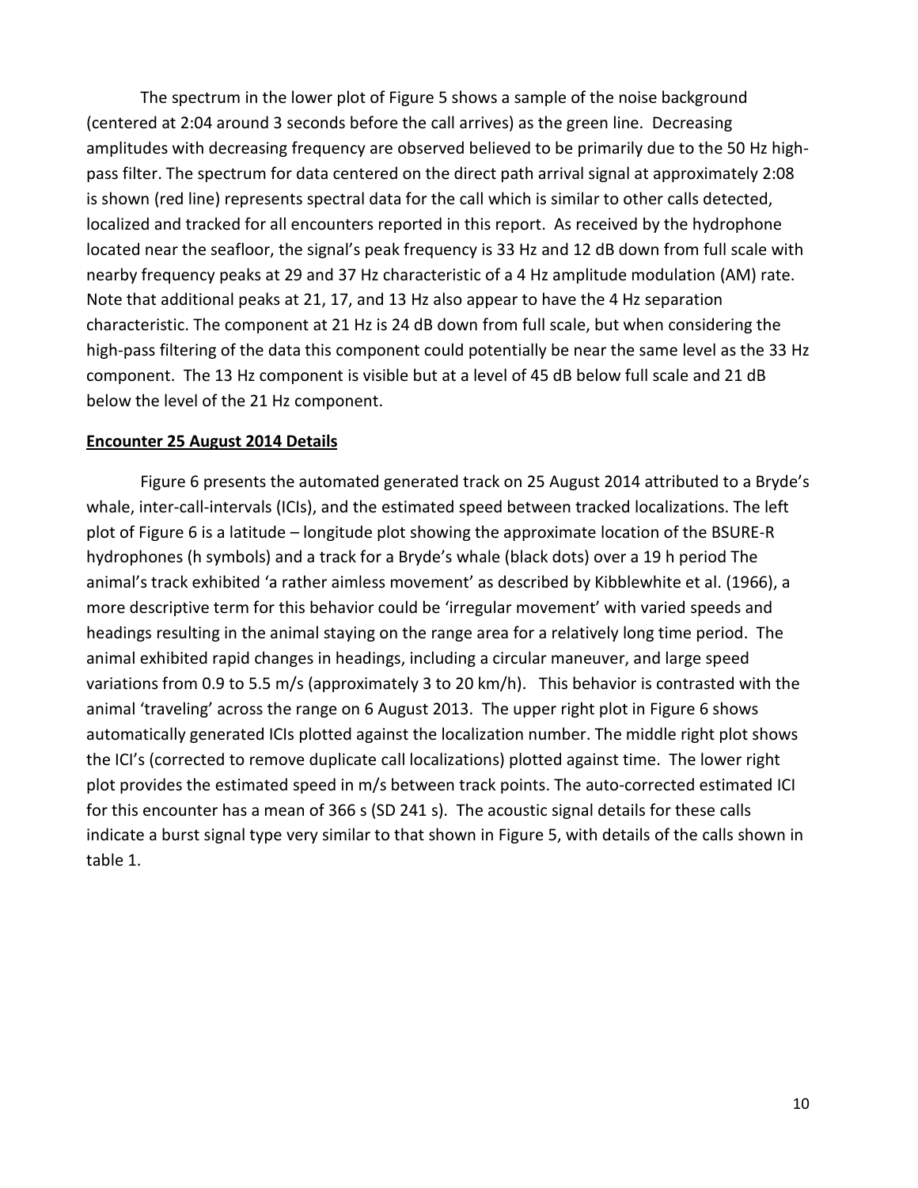The spectrum in the lower plot of Figure 5 shows a sample of the noise background (centered at 2:04 around 3 seconds before the call arrives) as the green line. Decreasing amplitudes with decreasing frequency are observed believed to be primarily due to the 50 Hz high-pass filter. The spectrum for data centered on the direct path arrival signal at approximately 2:08 is shown (red line) represents spectral data for the call which is similar to other calls detected, localized and tracked for all encounters reported in this report. As received by the hydrophone located near the seafloor, the signal's peak frequency is 33 Hz and 12 dB down from full scale with nearby frequency peaks at 29 and 37 Hz characteristic of a 4 Hz amplitude modulation (AM) rate. Note that additional peaks at 21, 17, and 13 Hz also appear to have the 4 Hz separation characteristic. The component at 21 Hz is 24 dB down from full scale, but when considering the high-pass filtering of the data this component could potentially be near the same level as the 33 Hz component. The 13 Hz component is visible but at a level of 45 dB below full scale and 21 dB below the level of the 21 Hz component.

**Encounter 25 August 2014 Details**

Figure 6 presents the automated generated track on 25 August 2014 attributed to a Bryde's whale, inter-call-intervals (ICIs), and the estimated speed between tracked localizations. The left plot of Figure 6 is a latitude – longitude plot showing the approximate location of the BSURE-R hydrophones (h symbols) and a track for a Bryde's whale (black dots) over a 19 h period The animal's track exhibited 'a rather aimless movement' as described by Kibblewhite et al. (1966), a more descriptive term for this behavior could be 'irregular movement' with varied speeds and headings resulting in the animal staying on the range area for a relatively long time period. The animal exhibited rapid changes in headings, including a circular maneuver, and large speed variations from 0.9 to 5.5 m/s (approximately 3 to 20 km/h). This behavior is contrasted with the animal 'traveling' across the range on 6 August 2013. The upper right plot in Figure 6 shows automatically generated ICIs plotted against the localization number. The middle right plot shows the ICI's (corrected to remove duplicate call localizations) plotted against time. The lower right plot provides the estimated speed in m/s between track points. The auto-corrected estimated ICI for this encounter has a mean of 366 s (SD 241 s). The acoustic signal details for these calls indicate a burst signal type very similar to that shown in Figure 5, with details of the calls shown in table 1.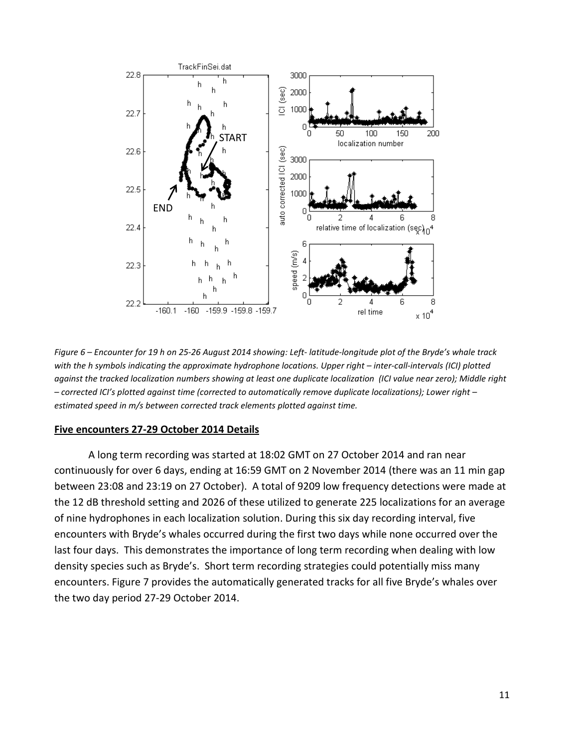*Figure 6 – Encounter for 19 h on 25-26 August 2014 showing: Left- latitude-longitude plot of the Bryde's whale track with the h symbols indicating the approximate hydrophone locations. Upper right – inter-call-intervals (ICI) plotted against the tracked localization numbers showing at least one duplicate localization (ICI value near zero); Middle right – corrected ICI's plotted against time (corrected to automatically remove duplicate localizations); Lower right – estimated speed in m/s between corrected track elements plotted against time.*

## Five encounters 27-29 October 2014 Details

A long term recording was started at 18:02 GMT on 27 October 2014 and ran near continuously for over 6 days, ending at 16:59 GMT on 2 November 2014 (there was an 11 min gap between 23:08 and 23:19 on 27 October). A total of 9209 low frequency detections were made at the 12 dB threshold setting and 2026 of these utilized to generate 225 localizations for an average of nine hydrophones in each localization solution. During this six day recording interval, five encounters with Bryde's whales occurred during the first two days while none occurred over the last four days. This demonstrates the importance of long term recording when dealing with low density species such as Bryde's. Short term recording strategies could potentially miss many encounters. Figure 7 provides the automatically generated tracks for all five Bryde's whales over the two day period 27-29 October 2014.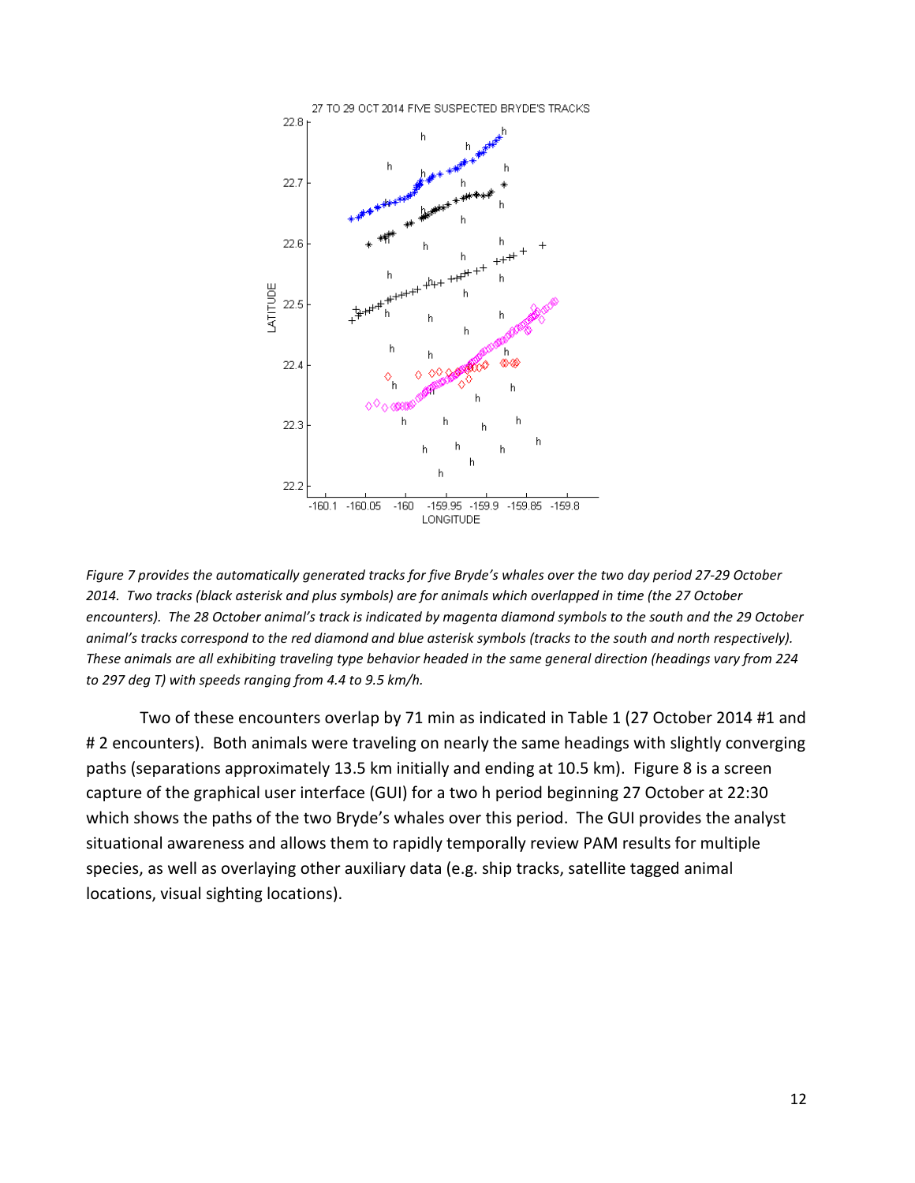*Figure 7 provides the automatically generated tracks for five Bryde's whales over the two day period 27-29 October 2014. Two tracks (black asterisk and plus symbols) are for animals which overlapped in time (the 27 October encounters). The 28 October animal's track is indicated by magenta diamond symbols to the south and the 29 October animal's tracks correspond to the red diamond and blue asterisk symbols (tracks to the south and north respectively). These animals are all exhibiting traveling type behavior headed in the same general direction (headings vary from 224 to 297 deg T) with speeds ranging from 4.4 to 9.5 km/h.*

Two of these encounters overlap by 71 min as indicated in Table 1 (27 October 2014 #1 and # 2 encounters). Both animals were traveling on nearly the same headings with slightly converging paths (separations approximately 13.5 km initially and ending at 10.5 km). Figure 8 is a screen capture of the graphical user interface (GUI) for a two h period beginning 27 October at 22:30 which shows the paths of the two Bryde's whales over this period. The GUI provides the analyst situational awareness and allows them to rapidly temporally review PAM results for multiple species, as well as overlaying other auxiliary data (e.g. ship tracks, satellite tagged animal locations, visual sighting locations).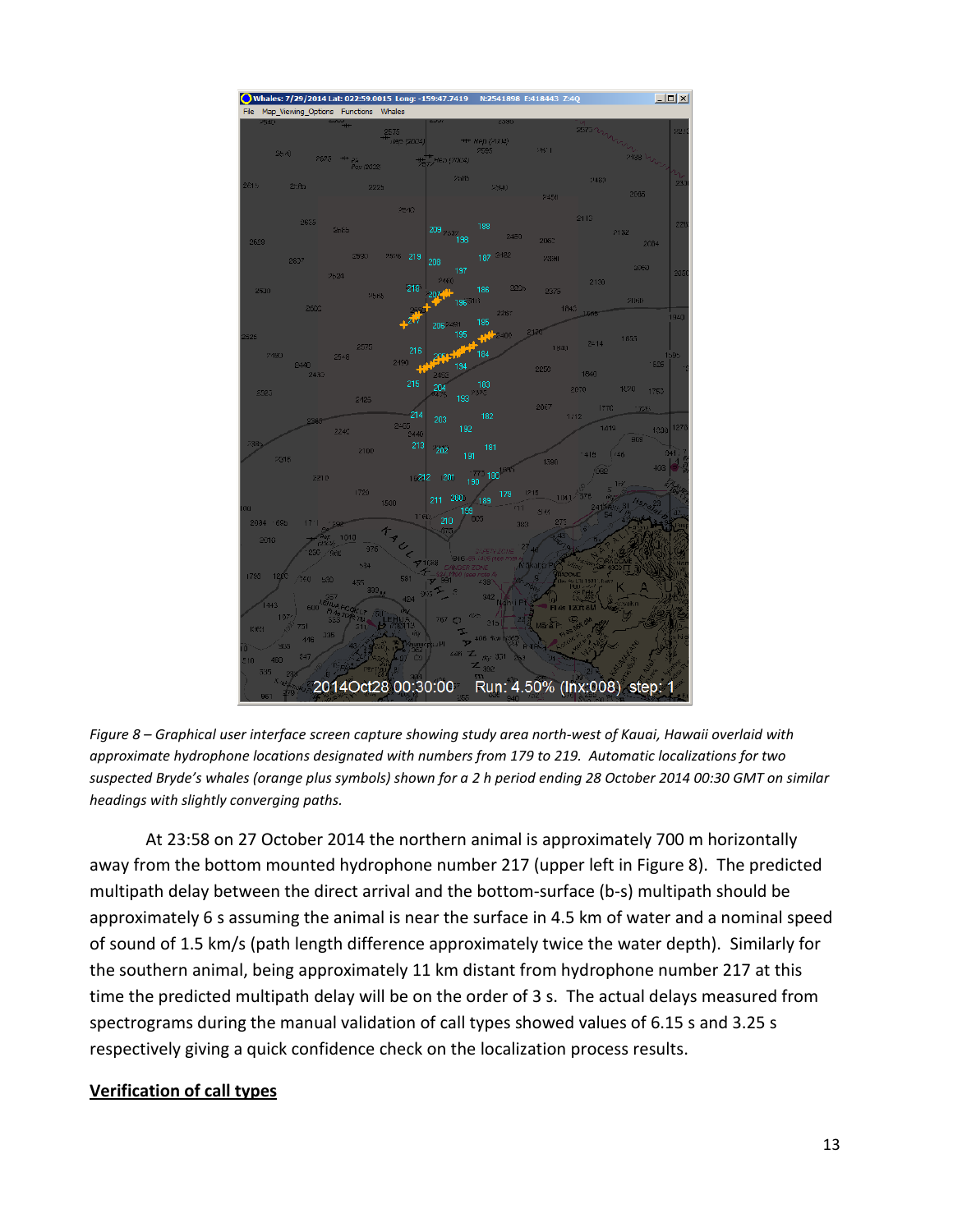*Figure 8 – Graphical user interface screen capture showing study area north-west of Kauai, Hawaii overlaid with approximate hydrophone locations designated with numbers from 179 to 219. Automatic localizations for two suspected Bryde's whales (orange plus symbols) shown for a 2 h period ending 28 October 2014 00:30 GMT on similar headings with slightly converging paths.*

At 23:58 on 27 October 2014 the northern animal is approximately 700 m horizontally away from the bottom mounted hydrophone number 217 (upper left in Figure 8). The predicted multipath delay between the direct arrival and the bottom-surface (b-s) multipath should be approximately 6 s assuming the animal is near the surface in 4.5 km of water and a nominal speed of sound of 1.5 km/s (path length difference approximately twice the water depth). Similarly for the southern animal, being approximately 11 km distant from hydrophone number 217 at this time the predicted multipath delay will be on the order of 3 s. The actual delays measured from spectrograms during the manual validation of call types showed values of 6.15 s and 3.25 s respectively giving a quick confidence check on the localization process results.

**Verification of call types**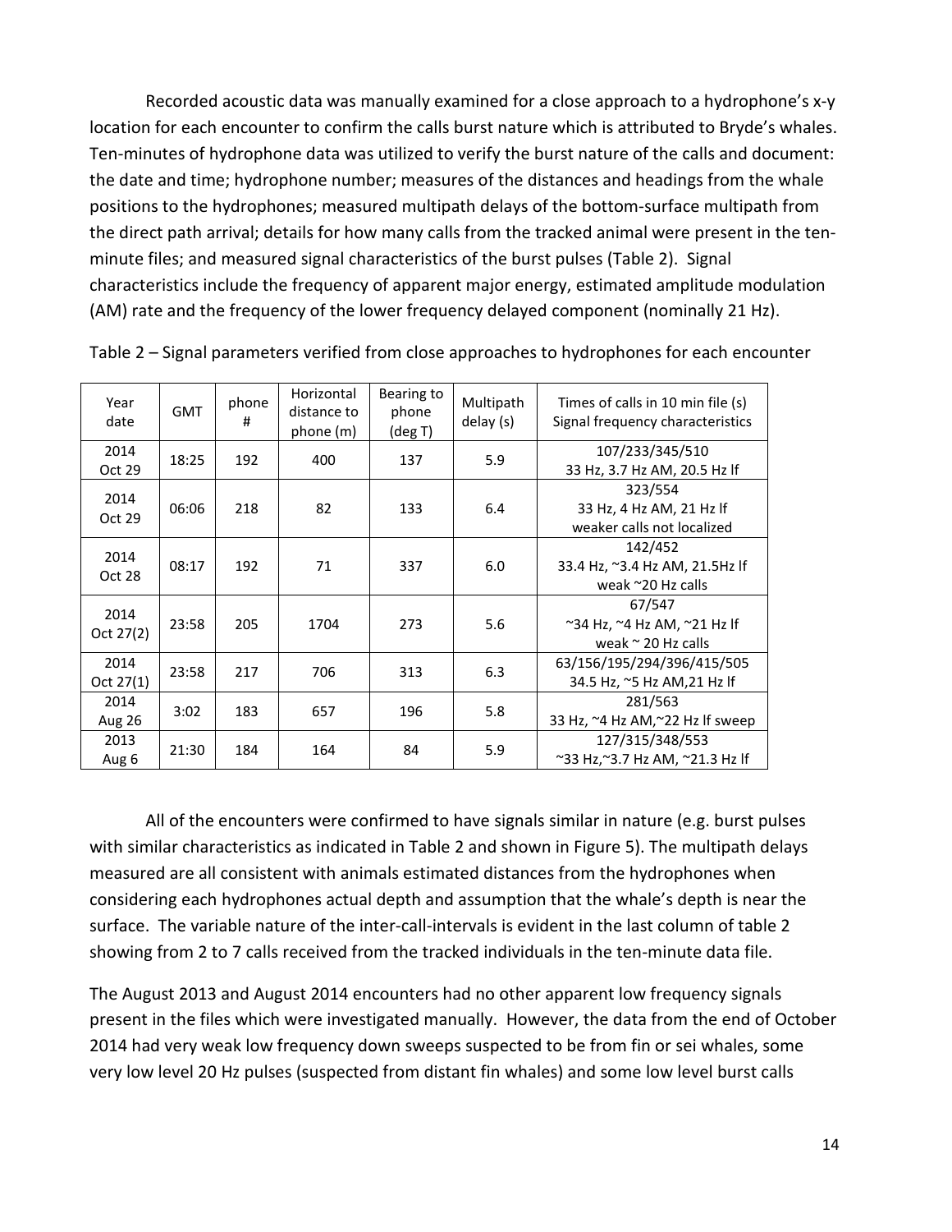Recorded acoustic data was manually examined for a close approach to a hydrophone's x-y location for each encounter to confirm the calls burst nature which is attributed to Bryde's whales. Ten-minutes of hydrophone data was utilized to verify the burst nature of the calls and document: the date and time; hydrophone number; measures of the distances and headings from the whale positions to the hydrophones; measured multipath delays of the bottom-surface multipath from the direct path arrival; details for how many calls from the tracked animal were present in the ten-minute files; and measured signal characteristics of the burst pulses (Table 2). Signal characteristics include the frequency of apparent major energy, estimated amplitude modulation (AM) rate and the frequency of the lower frequency delayed component (nominally 21 Hz).

Table 2 – Signal parameters verified from close approaches to hydrophones for each encounter

| Year date | GMT | phone # | Horizontal distance to phone (m) | Bearing to phone (deg T) | Multipath delay (s) | Times of calls in 10 min file (s) Signal frequency characteristics |
|---|---|---|---|---|---|---|
| 2014 Oct 29 | 18:25 | 192 | 400 | 137 | 5.9 | 107/233/345/510<br>33 Hz, 3.7 Hz AM, 20.5 Hz lf |
| 2014 Oct 29 | 06:06 | 218 | 82 | 133 | 6.4 | 323/554<br>33 Hz, 4 Hz AM, 21 Hz lf<br>weaker calls not localized |
| 2014 Oct 28 | 08:17 | 192 | 71 | 337 | 6.0 | 142/452<br>33.4 Hz, ~3.4 Hz AM, 21.5Hz lf<br>weak ~20 Hz calls |
| 2014 Oct 27(2) | 23:58 | 205 | 1704 | 273 | 5.6 | 67/547<br>~34 Hz, ~4 Hz AM, ~21 Hz lf<br>weak ~ 20 Hz calls |
| 2014 Oct 27(1) | 23:58 | 217 | 706 | 313 | 6.3 | 63/156/195/294/396/415/505<br>34.5 Hz, ~5 Hz AM,21 Hz lf |
| 2014 Aug 26 | 3:02 | 183 | 657 | 196 | 5.8 | 281/563<br>33 Hz, ~4 Hz AM,~22 Hz lf sweep |
| 2013 Aug 6 | 21:30 | 184 | 164 | 84 | 5.9 | 127/315/348/553<br>~33 Hz,~3.7 Hz AM, ~21.3 Hz lf |

All of the encounters were confirmed to have signals similar in nature (e.g. burst pulses with similar characteristics as indicated in Table 2 and shown in Figure 5). The multipath delays measured are all consistent with animals estimated distances from the hydrophones when considering each hydrophones actual depth and assumption that the whale's depth is near the surface. The variable nature of the inter-call-intervals is evident in the last column of table 2 showing from 2 to 7 calls received from the tracked individuals in the ten-minute data file.

The August 2013 and August 2014 encounters had no other apparent low frequency signals present in the files which were investigated manually. However, the data from the end of October 2014 had very weak low frequency down sweeps suspected to be from fin or sei whales, some very low level 20 Hz pulses (suspected from distant fin whales) and some low level burst calls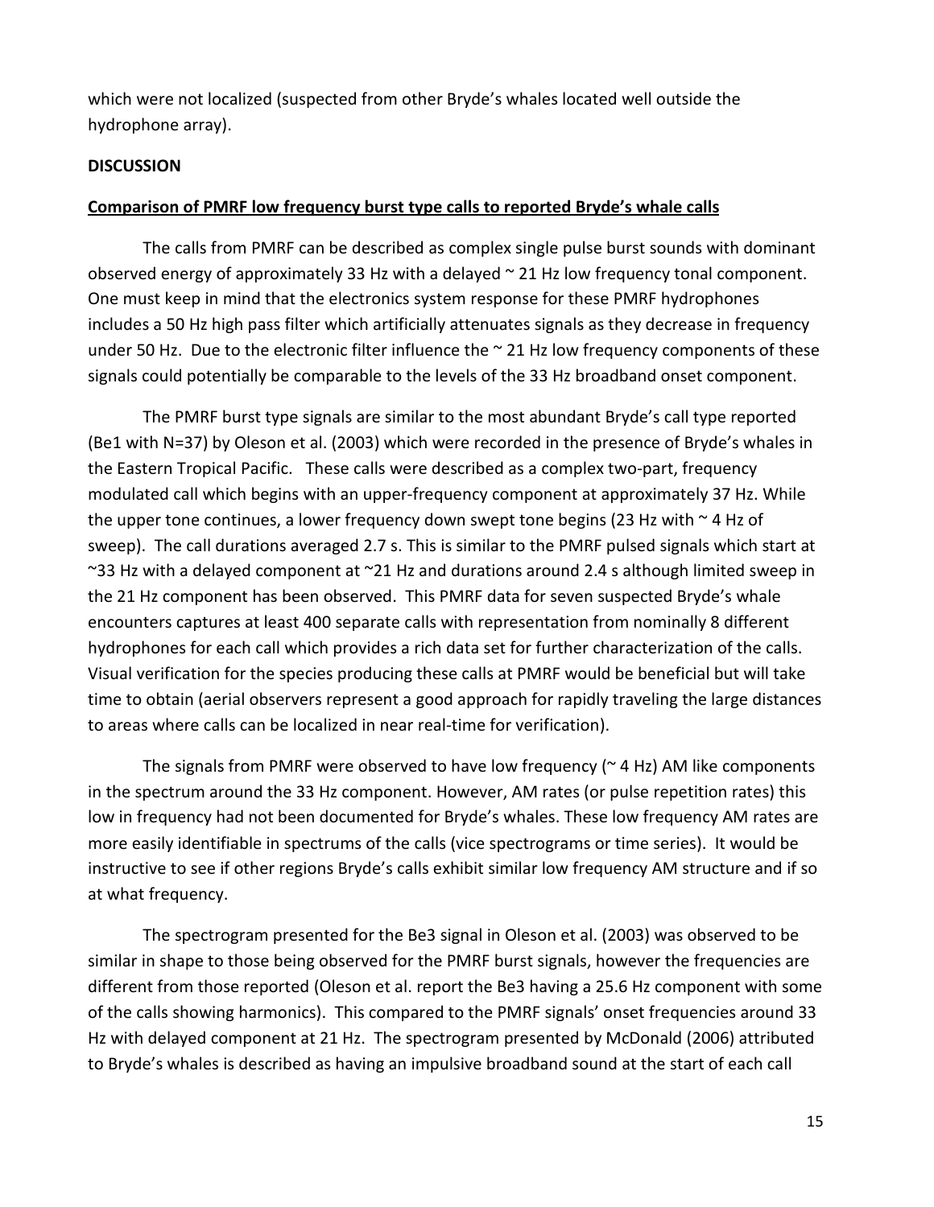which were not localized (suspected from other Bryde's whales located well outside the hydrophone array).

## DISCUSSION

### Comparison of PMRF low frequency burst type calls to reported Bryde's whale calls

The calls from PMRF can be described as complex single pulse burst sounds with dominant observed energy of approximately 33 Hz with a delayed ~ 21 Hz low frequency tonal component. One must keep in mind that the electronics system response for these PMRF hydrophones includes a 50 Hz high pass filter which artificially attenuates signals as they decrease in frequency under 50 Hz. Due to the electronic filter influence the ~ 21 Hz low frequency components of these signals could potentially be comparable to the levels of the 33 Hz broadband onset component.

The PMRF burst type signals are similar to the most abundant Bryde's call type reported (Be1 with N=37) by Oleson et al. (2003) which were recorded in the presence of Bryde's whales in the Eastern Tropical Pacific. These calls were described as a complex two-part, frequency modulated call which begins with an upper-frequency component at approximately 37 Hz. While the upper tone continues, a lower frequency down swept tone begins (23 Hz with ~ 4 Hz of sweep). The call durations averaged 2.7 s. This is similar to the PMRF pulsed signals which start at ~33 Hz with a delayed component at ~21 Hz and durations around 2.4 s although limited sweep in the 21 Hz component has been observed. This PMRF data for seven suspected Bryde's whale encounters captures at least 400 separate calls with representation from nominally 8 different hydrophones for each call which provides a rich data set for further characterization of the calls. Visual verification for the species producing these calls at PMRF would be beneficial but will take time to obtain (aerial observers represent a good approach for rapidly traveling the large distances to areas where calls can be localized in near real-time for verification).

The signals from PMRF were observed to have low frequency (~ 4 Hz) AM like components in the spectrum around the 33 Hz component. However, AM rates (or pulse repetition rates) this low in frequency had not been documented for Bryde's whales. These low frequency AM rates are more easily identifiable in spectrums of the calls (vice spectrograms or time series). It would be instructive to see if other regions Bryde's calls exhibit similar low frequency AM structure and if so at what frequency.

The spectrogram presented for the Be3 signal in Oleson et al. (2003) was observed to be similar in shape to those being observed for the PMRF burst signals, however the frequencies are different from those reported (Oleson et al. report the Be3 having a 25.6 Hz component with some of the calls showing harmonics). This compared to the PMRF signals' onset frequencies around 33 Hz with delayed component at 21 Hz. The spectrogram presented by McDonald (2006) attributed to Bryde's whales is described as having an impulsive broadband sound at the start of each call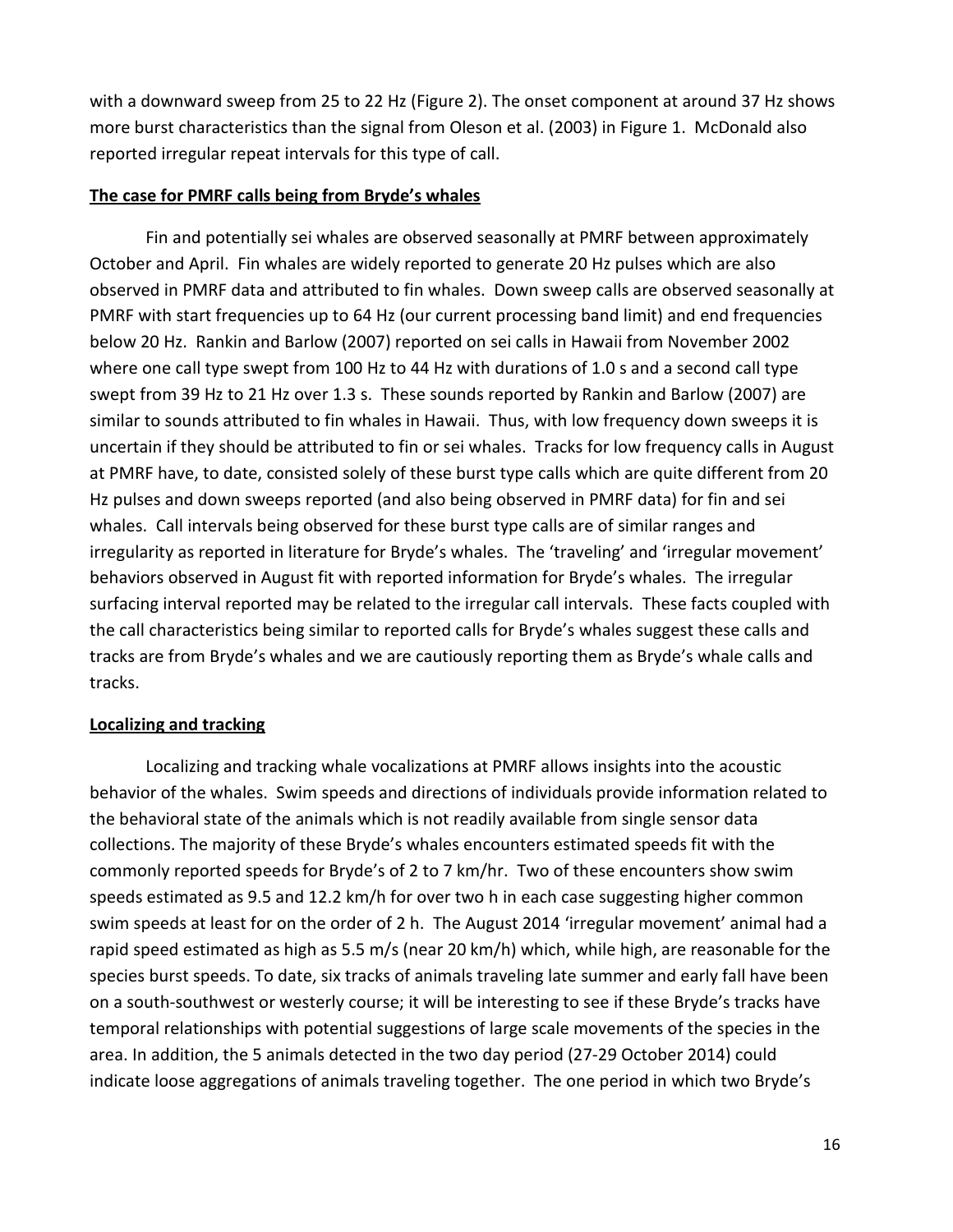with a downward sweep from 25 to 22 Hz (Figure 2). The onset component at around 37 Hz shows more burst characteristics than the signal from Oleson et al. (2003) in Figure 1. McDonald also reported irregular repeat intervals for this type of call.

**The case for PMRF calls being from Bryde's whales**

Fin and potentially sei whales are observed seasonally at PMRF between approximately October and April. Fin whales are widely reported to generate 20 Hz pulses which are also observed in PMRF data and attributed to fin whales. Down sweep calls are observed seasonally at PMRF with start frequencies up to 64 Hz (our current processing band limit) and end frequencies below 20 Hz. Rankin and Barlow (2007) reported on sei calls in Hawaii from November 2002 where one call type swept from 100 Hz to 44 Hz with durations of 1.0 s and a second call type swept from 39 Hz to 21 Hz over 1.3 s. These sounds reported by Rankin and Barlow (2007) are similar to sounds attributed to fin whales in Hawaii. Thus, with low frequency down sweeps it is uncertain if they should be attributed to fin or sei whales. Tracks for low frequency calls in August at PMRF have, to date, consisted solely of these burst type calls which are quite different from 20 Hz pulses and down sweeps reported (and also being observed in PMRF data) for fin and sei whales. Call intervals being observed for these burst type calls are of similar ranges and irregularity as reported in literature for Bryde's whales. The 'traveling' and 'irregular movement' behaviors observed in August fit with reported information for Bryde's whales. The irregular surfacing interval reported may be related to the irregular call intervals. These facts coupled with the call characteristics being similar to reported calls for Bryde's whales suggest these calls and tracks are from Bryde's whales and we are cautiously reporting them as Bryde's whale calls and tracks.

**Localizing and tracking**

Localizing and tracking whale vocalizations at PMRF allows insights into the acoustic behavior of the whales. Swim speeds and directions of individuals provide information related to the behavioral state of the animals which is not readily available from single sensor data collections. The majority of these Bryde's whales encounters estimated speeds fit with the commonly reported speeds for Bryde's of 2 to 7 km/hr. Two of these encounters show swim speeds estimated as 9.5 and 12.2 km/h for over two h in each case suggesting higher common swim speeds at least for on the order of 2 h. The August 2014 'irregular movement' animal had a rapid speed estimated as high as 5.5 m/s (near 20 km/h) which, while high, are reasonable for the species burst speeds. To date, six tracks of animals traveling late summer and early fall have been on a south-southwest or westerly course; it will be interesting to see if these Bryde's tracks have temporal relationships with potential suggestions of large scale movements of the species in the area. In addition, the 5 animals detected in the two day period (27-29 October 2014) could indicate loose aggregations of animals traveling together. The one period in which two Bryde's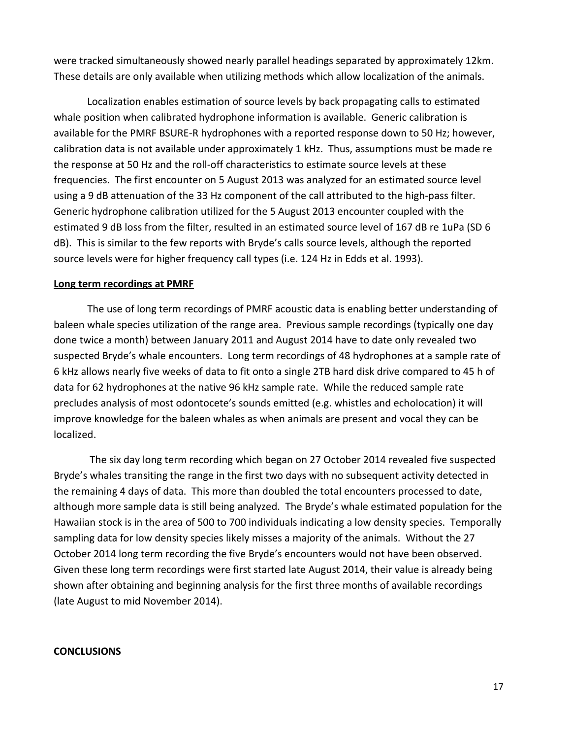were tracked simultaneously showed nearly parallel headings separated by approximately 12km. These details are only available when utilizing methods which allow localization of the animals.

Localization enables estimation of source levels by back propagating calls to estimated whale position when calibrated hydrophone information is available. Generic calibration is available for the PMRF BSURE-R hydrophones with a reported response down to 50 Hz; however, calibration data is not available under approximately 1 kHz. Thus, assumptions must be made re the response at 50 Hz and the roll-off characteristics to estimate source levels at these frequencies. The first encounter on 5 August 2013 was analyzed for an estimated source level using a 9 dB attenuation of the 33 Hz component of the call attributed to the high-pass filter. Generic hydrophone calibration utilized for the 5 August 2013 encounter coupled with the estimated 9 dB loss from the filter, resulted in an estimated source level of 167 dB re 1uPa (SD 6 dB). This is similar to the few reports with Bryde's calls source levels, although the reported source levels were for higher frequency call types (i.e. 124 Hz in Edds et al. 1993).

**Long term recordings at PMRF**

The use of long term recordings of PMRF acoustic data is enabling better understanding of baleen whale species utilization of the range area. Previous sample recordings (typically one day done twice a month) between January 2011 and August 2014 have to date only revealed two suspected Bryde's whale encounters. Long term recordings of 48 hydrophones at a sample rate of 6 kHz allows nearly five weeks of data to fit onto a single 2TB hard disk drive compared to 45 h of data for 62 hydrophones at the native 96 kHz sample rate. While the reduced sample rate precludes analysis of most odontocete's sounds emitted (e.g. whistles and echolocation) it will improve knowledge for the baleen whales as when animals are present and vocal they can be localized.

The six day long term recording which began on 27 October 2014 revealed five suspected Bryde's whales transiting the range in the first two days with no subsequent activity detected in the remaining 4 days of data. This more than doubled the total encounters processed to date, although more sample data is still being analyzed. The Bryde's whale estimated population for the Hawaiian stock is in the area of 500 to 700 individuals indicating a low density species. Temporally sampling data for low density species likely misses a majority of the animals. Without the 27 October 2014 long term recording the five Bryde's encounters would not have been observed. Given these long term recordings were first started late August 2014, their value is already being shown after obtaining and beginning analysis for the first three months of available recordings (late August to mid November 2014).

**CONCLUSIONS**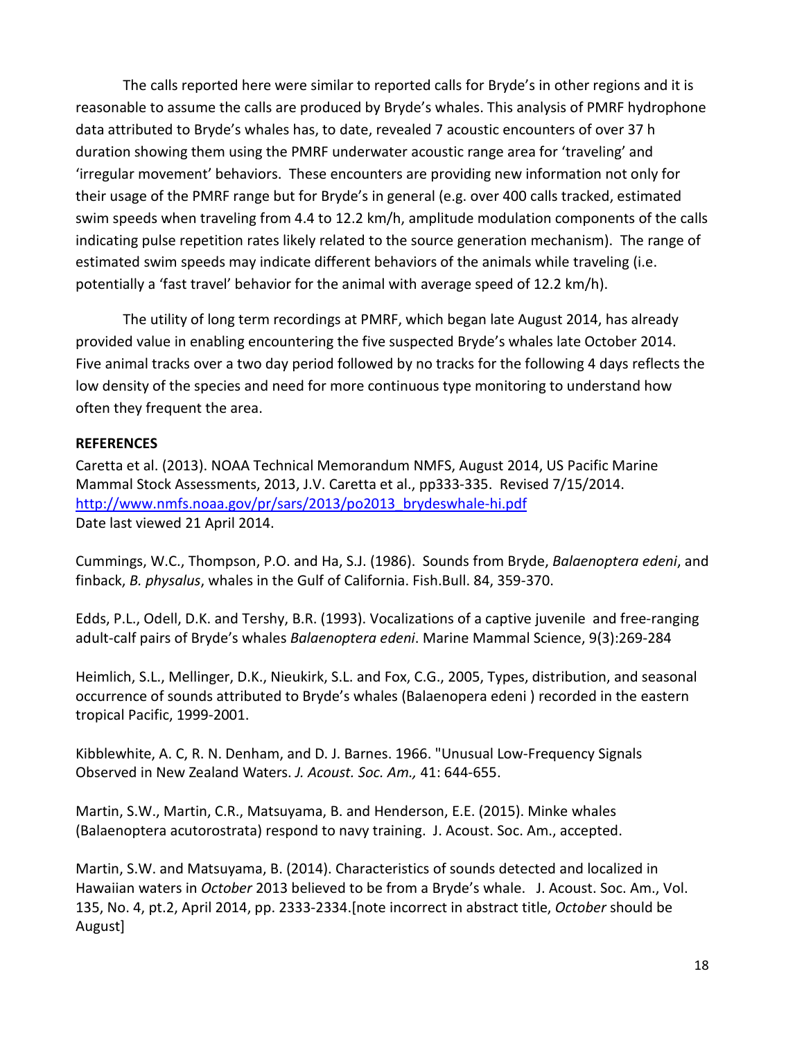The calls reported here were similar to reported calls for Bryde's in other regions and it is reasonable to assume the calls are produced by Bryde's whales. This analysis of PMRF hydrophone data attributed to Bryde's whales has, to date, revealed 7 acoustic encounters of over 37 h duration showing them using the PMRF underwater acoustic range area for 'traveling' and 'irregular movement' behaviors. These encounters are providing new information not only for their usage of the PMRF range but for Bryde's in general (e.g. over 400 calls tracked, estimated swim speeds when traveling from 4.4 to 12.2 km/h, amplitude modulation components of the calls indicating pulse repetition rates likely related to the source generation mechanism). The range of estimated swim speeds may indicate different behaviors of the animals while traveling (i.e. potentially a 'fast travel' behavior for the animal with average speed of 12.2 km/h).

The utility of long term recordings at PMRF, which began late August 2014, has already provided value in enabling encountering the five suspected Bryde's whales late October 2014. Five animal tracks over a two day period followed by no tracks for the following 4 days reflects the low density of the species and need for more continuous type monitoring to understand how often they frequent the area.

**REFERENCES**

Caretta et al. (2013). NOAA Technical Memorandum NMFS, August 2014, US Pacific Marine Mammal Stock Assessments, 2013, J.V. Caretta et al., pp333-335. Revised 7/15/2014. [http://www.nmfs.noaa.gov/pr/sars/2013/po2013_brydeswhale-hi.pdf](http://www.nmfs.noaa.gov/pr/sars/2013/po2013_brydeswhale-hi.pdf) Date last viewed 21 April 2014.

Cummings, W.C., Thompson, P.O. and Ha, S.J. (1986). Sounds from Bryde, *Balaenoptera edeni*, and finback, *B. physalus*, whales in the Gulf of California. Fish.Bull. 84, 359-370.

Edds, P.L., Odell, D.K. and Tershy, B.R. (1993). Vocalizations of a captive juvenile and free-ranging adult-calf pairs of Bryde's whales *Balaenoptera edeni*. Marine Mammal Science, 9(3):269-284

Heimlich, S.L., Mellinger, D.K., Nieukirk, S.L. and Fox, C.G., 2005, Types, distribution, and seasonal occurrence of sounds attributed to Bryde's whales (Balaenopera edeni ) recorded in the eastern tropical Pacific, 1999-2001.

Kibblewhite, A. C, R. N. Denham, and D. J. Barnes. 1966. "Unusual Low-Frequency Signals Observed in New Zealand Waters. *J. Acoust. Soc. Am.,* 41: 644-655.

Martin, S.W., Martin, C.R., Matsuyama, B. and Henderson, E.E. (2015). Minke whales (Balaenoptera acutorostrata) respond to navy training. J. Acoust. Soc. Am., accepted.

Martin, S.W. and Matsuyama, B. (2014). Characteristics of sounds detected and localized in Hawaiian waters in *October* 2013 believed to be from a Bryde's whale. J. Acoust. Soc. Am., Vol. 135, No. 4, pt.2, April 2014, pp. 2333-2334.[note incorrect in abstract title, *October* should be August]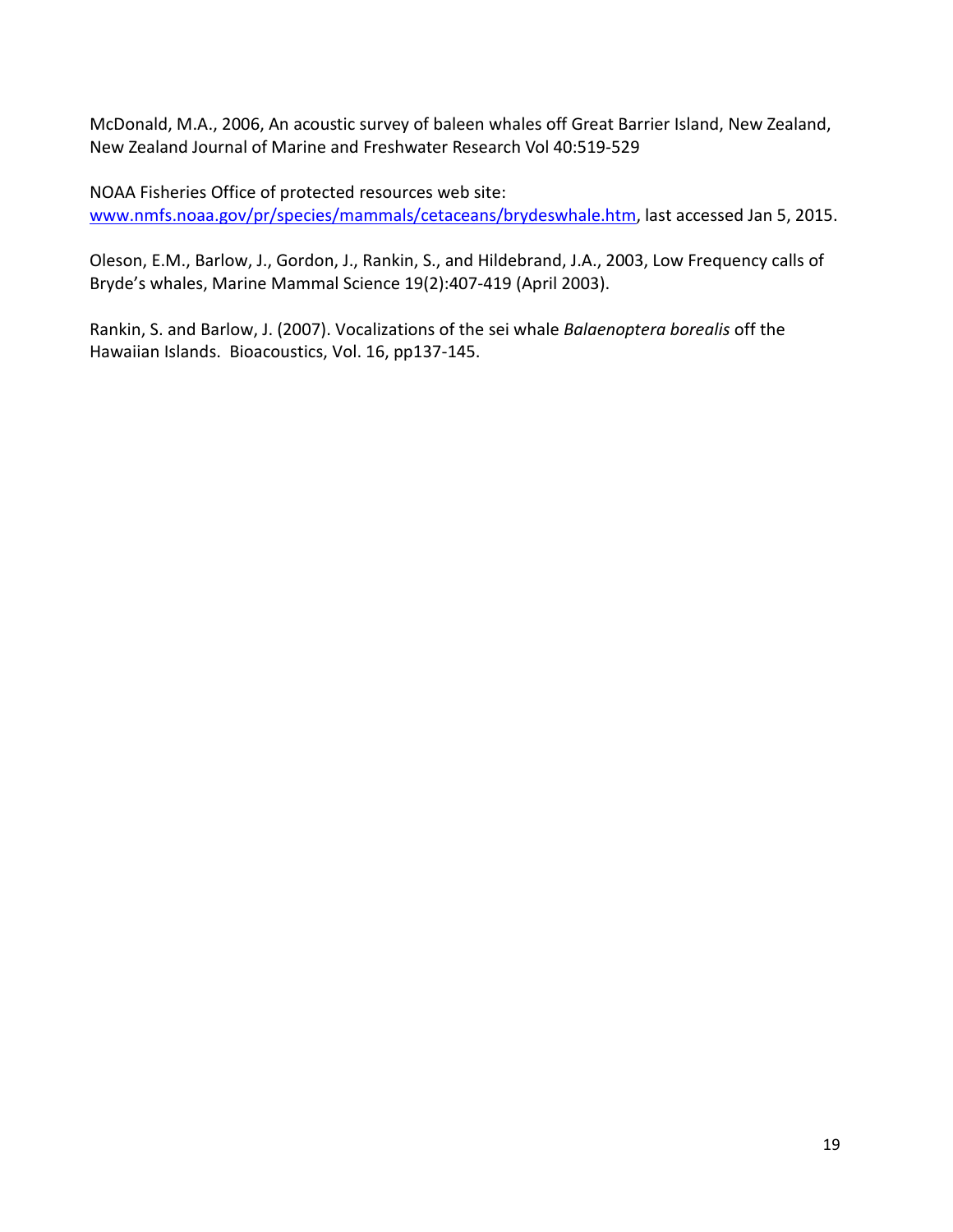McDonald, M.A., 2006, An acoustic survey of baleen whales off Great Barrier Island, New Zealand, New Zealand Journal of Marine and Freshwater Research Vol 40:519-529

NOAA Fisheries Office of protected resources web site: [www.nmfs.noaa.gov/pr/species/mammals/cetaceans/brydeswhale.htm](www.nmfs.noaa.gov/pr/species/mammals/cetaceans/brydeswhale.htm), last accessed Jan 5, 2015.

Oleson, E.M., Barlow, J., Gordon, J., Rankin, S., and Hildebrand, J.A., 2003, Low Frequency calls of Bryde's whales, Marine Mammal Science 19(2):407-419 (April 2003).

Rankin, S. and Barlow, J. (2007). Vocalizations of the sei whale *Balaenoptera borealis* off the Hawaiian Islands. Bioacoustics, Vol. 16, pp137-145.